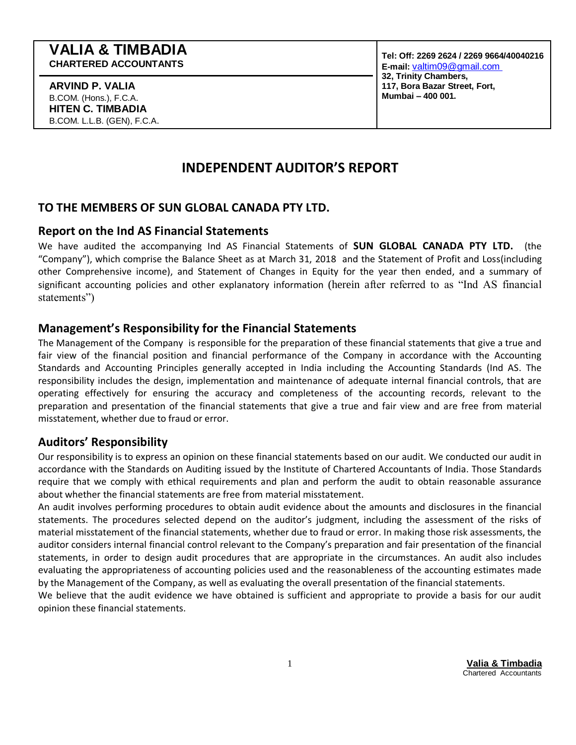**VALIA & TIMBADIA**
**CHARTERED ACCOUNTANTS**

**ARVIND P. VALIA**
B.COM. (Hons.), F.C.A.
**HITEN C. TIMBADIA**
B.COM. L.L.B. (GEN), F.C.A.

**Tel: Off: 2269 2624 / 2269 9664/40040216**
**E-mail:** valtim09@gmail.com
**32, Trinity Chambers,**
**117, Bora Bazar Street, Fort,**
**Mumbai – 400 001.**

# INDEPENDENT AUDITOR'S REPORT

## TO THE MEMBERS OF SUN GLOBAL CANADA PTY LTD.

## Report on the Ind AS Financial Statements

We have audited the accompanying Ind AS Financial Statements of **SUN GLOBAL CANADA PTY LTD.** (the "Company"), which comprise the Balance Sheet as at March 31, 2018 and the Statement of Profit and Loss(including other Comprehensive income), and Statement of Changes in Equity for the year then ended, and a summary of significant accounting policies and other explanatory information (herein after referred to as "Ind AS financial statements")

## Management's Responsibility for the Financial Statements

The Management of the Company is responsible for the preparation of these financial statements that give a true and fair view of the financial position and financial performance of the Company in accordance with the Accounting Standards and Accounting Principles generally accepted in India including the Accounting Standards (Ind AS. The responsibility includes the design, implementation and maintenance of adequate internal financial controls, that are operating effectively for ensuring the accuracy and completeness of the accounting records, relevant to the preparation and presentation of the financial statements that give a true and fair view and are free from material misstatement, whether due to fraud or error.

## Auditors' Responsibility

Our responsibility is to express an opinion on these financial statements based on our audit. We conducted our audit in accordance with the Standards on Auditing issued by the Institute of Chartered Accountants of India. Those Standards require that we comply with ethical requirements and plan and perform the audit to obtain reasonable assurance about whether the financial statements are free from material misstatement.

An audit involves performing procedures to obtain audit evidence about the amounts and disclosures in the financial statements. The procedures selected depend on the auditor's judgment, including the assessment of the risks of material misstatement of the financial statements, whether due to fraud or error. In making those risk assessments, the auditor considers internal financial control relevant to the Company's preparation and fair presentation of the financial statements, in order to design audit procedures that are appropriate in the circumstances. An audit also includes evaluating the appropriateness of accounting policies used and the reasonableness of the accounting estimates made by the Management of the Company, as well as evaluating the overall presentation of the financial statements.

We believe that the audit evidence we have obtained is sufficient and appropriate to provide a basis for our audit opinion these financial statements.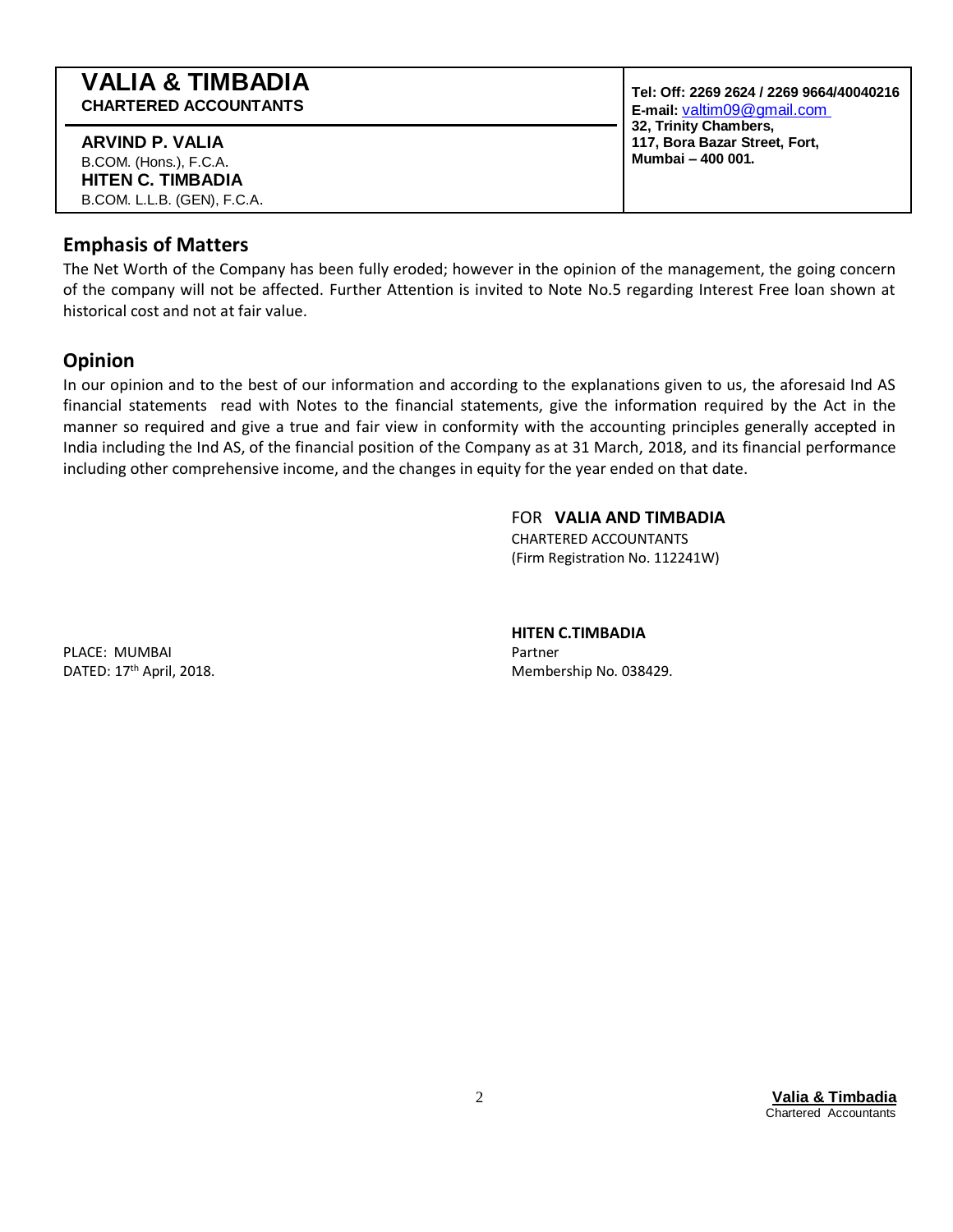## Emphasis of Matters

The Net Worth of the Company has been fully eroded; however in the opinion of the management, the going concern of the company will not be affected. Further Attention is invited to Note No.5 regarding Interest Free loan shown at historical cost and not at fair value.

## Opinion

In our opinion and to the best of our information and according to the explanations given to us, the aforesaid Ind AS financial statements read with Notes to the financial statements, give the information required by the Act in the manner so required and give a true and fair view in conformity with the accounting principles generally accepted in India including the Ind AS, of the financial position of the Company as at 31 March, 2018, and its financial performance including other comprehensive income, and the changes in equity for the year ended on that date.

FOR **VALIA AND TIMBADIA**
CHARTERED ACCOUNTANTS
(Firm Registration No. 112241W)

**HITEN C.TIMBADIA**
Partner
Membership No. 038429.

PLACE: MUMBAI
DATED: 17th April, 2018.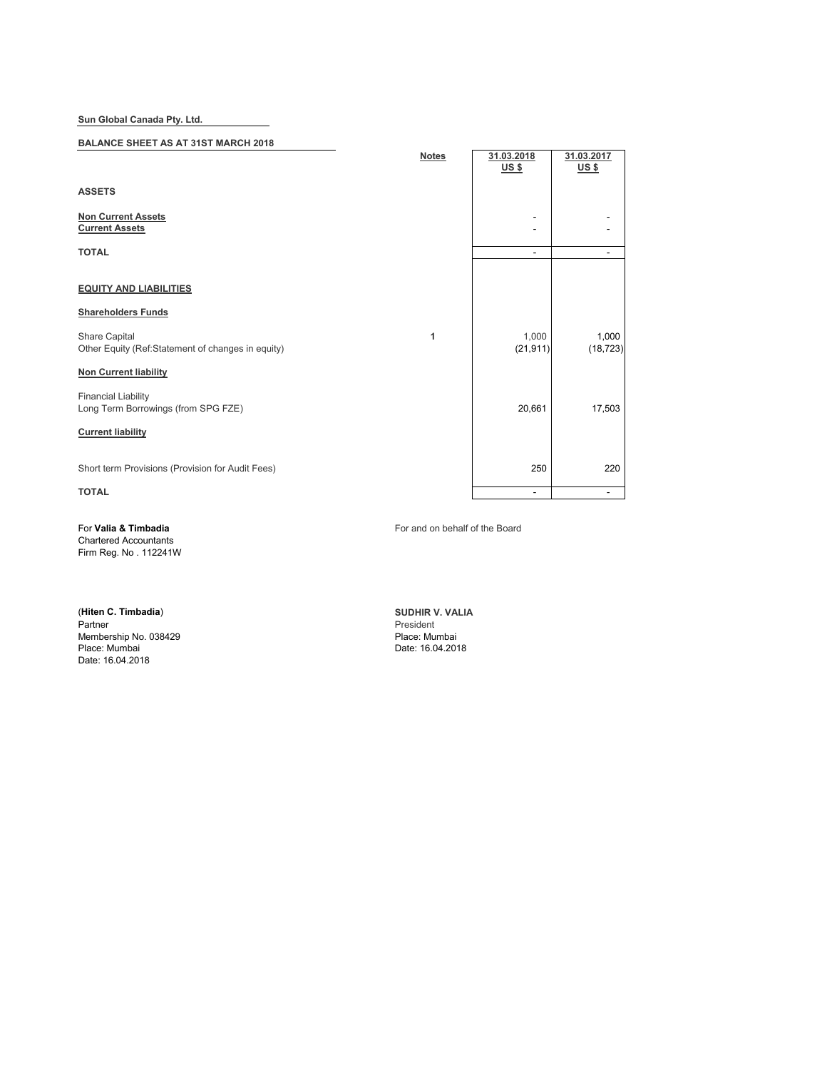**Sun Global Canada Pty. Ltd.**

**BALANCE SHEET AS AT 31ST MARCH 2018**

| | Notes | 31.03.2018 US $ | 31.03.2017 US $ |
|---|---|---|---|
| **ASSETS** | | | |
| **Non Current Assets** | | - | - |
| **Current Assets** | | - | - |
| **TOTAL** | | - | - |
| **EQUITY AND LIABILITIES** | | | |
| **Shareholders Funds** | | | |
| Share Capital | 1 | 1,000 | 1,000 |
| Other Equity (Ref:Statement of changes in equity) | | (21,911) | (18,723) |
| **Non Current liability** | | | |
| Financial Liability | | | |
| Long Term Borrowings (from SPG FZE) | | 20,661 | 17,503 |
| **Current liability** | | | |
| Short term Provisions (Provision for Audit Fees) | | 250 | 220 |
| **TOTAL** | | - | - |

For **Valia & Timbadia**
Chartered Accountants
Firm Reg. No . 112241W

(**Hiten C. Timbadia**)
Partner
Membership No. 038429
Place: Mumbai
Date: 16.04.2018

For and on behalf of the Board

**SUDHIR V. VALIA**
President
Place: Mumbai
Date: 16.04.2018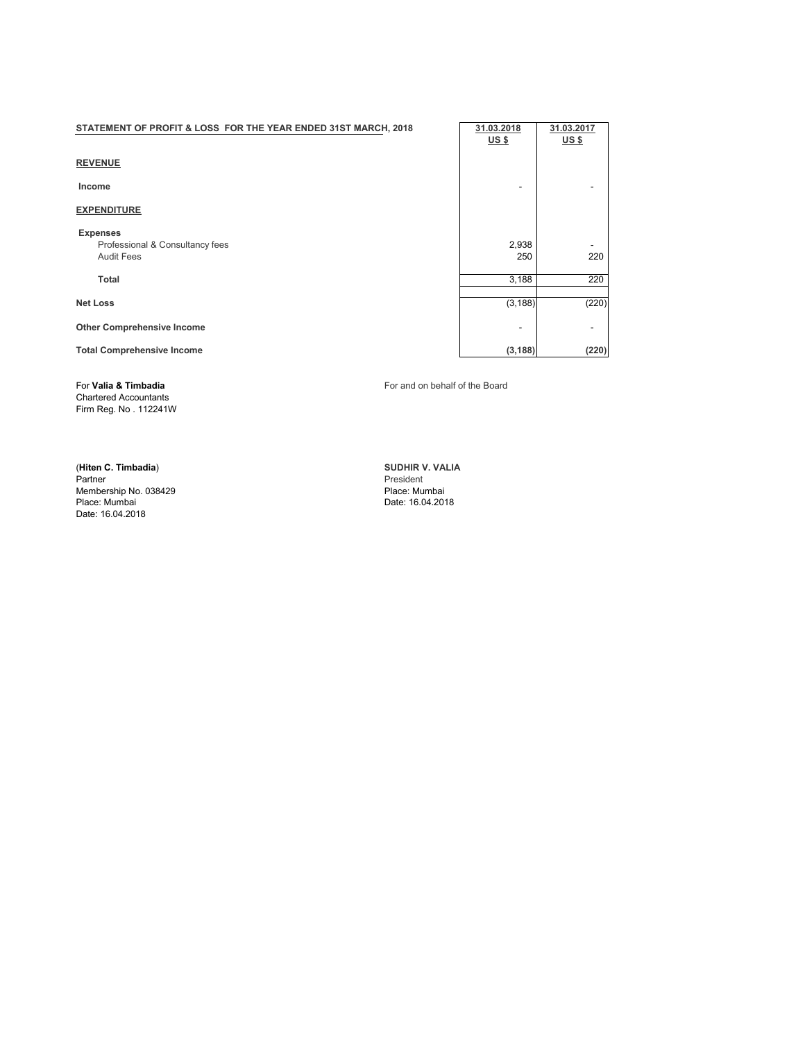## STATEMENT OF PROFIT & LOSS FOR THE YEAR ENDED 31ST MARCH, 2018

| | 31.03.2018 US $ | 31.03.2017 US $ |
|---|---|---|
| **REVENUE** | | |
| **Income** | - | - |
| **EXPENDITURE** | | |
| **Expenses** | | |
| Professional & Consultancy fees | 2,938 | - |
| Audit Fees | 250 | 220 |
| **Total** | 3,188 | 220 |
| **Net Loss** | (3,188) | (220) |
| **Other Comprehensive Income** | - | - |
| **Total Comprehensive Income** | **(3,188)** | **(220)** |

For **Valia & Timbadia**
Chartered Accountants
Firm Reg. No . 112241W

(**Hiten C. Timbadia**)
Partner
Membership No. 038429
Place: Mumbai
Date: 16.04.2018

For and on behalf of the Board

**SUDHIR V. VALIA**
President
Place: Mumbai
Date: 16.04.2018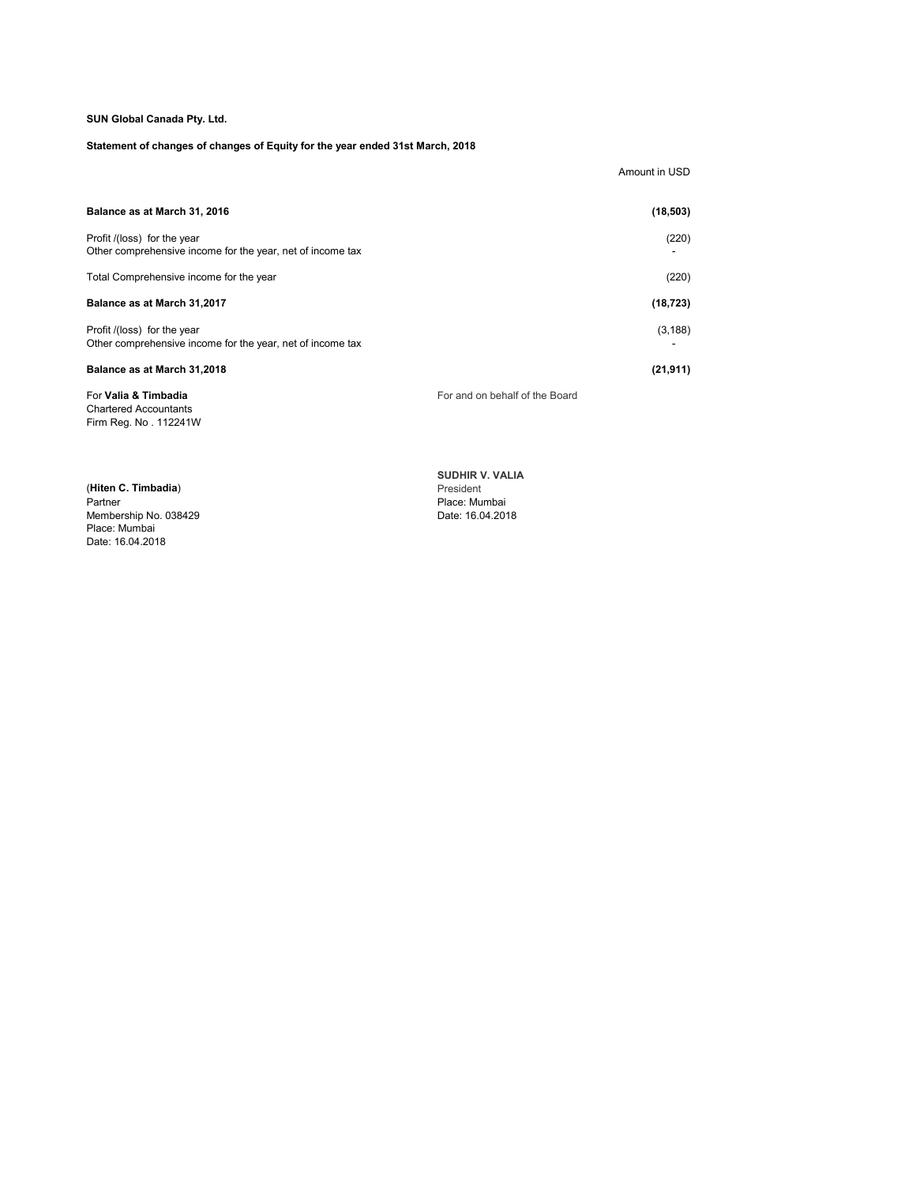**SUN Global Canada Pty. Ltd.**

**Statement of changes of changes of Equity for the year ended 31st March, 2018**

| | Amount in USD |
|---|---|
| **Balance as at March 31, 2016** | **(18,503)** |
| Profit /(loss) for the year | (220) |
| Other comprehensive income for the year, net of income tax | - |
| Total Comprehensive income for the year | (220) |
| **Balance as at March 31,2017** | **(18,723)** |
| Profit /(loss) for the year | (3,188) |
| Other comprehensive income for the year, net of income tax | - |
| **Balance as at March 31,2018** | **(21,911)** |

For **Valia & Timbadia**
Chartered Accountants
Firm Reg. No . 112241W

(**Hiten C. Timbadia**)
Partner
Membership No. 038429
Place: Mumbai
Date: 16.04.2018

For and on behalf of the Board

**SUDHIR V. VALIA**
President
Place: Mumbai
Date: 16.04.2018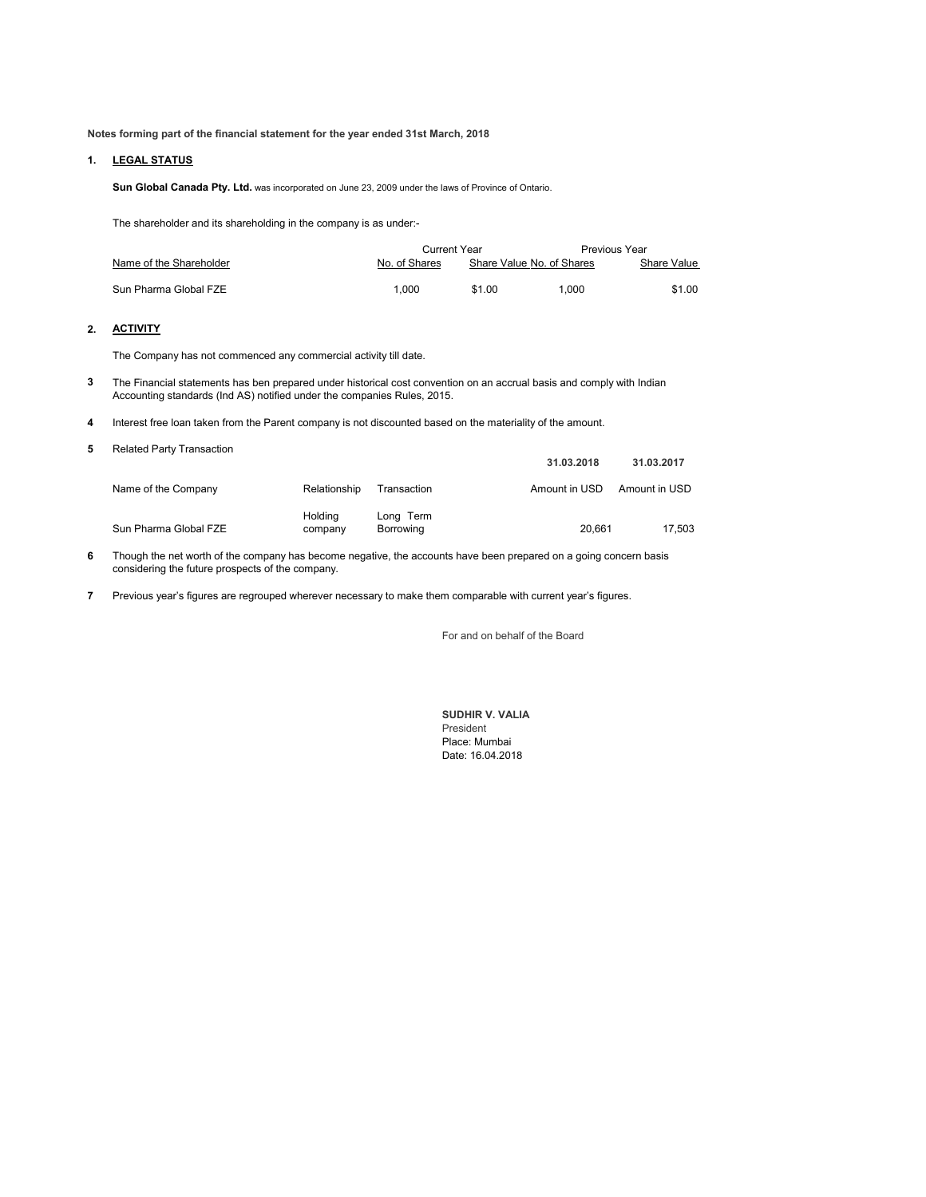**Notes forming part of the financial statement for the year ended 31st March, 2018**

**1. LEGAL STATUS**

**Sun Global Canada Pty. Ltd.** was incorporated on June 23, 2009 under the laws of Province of Ontario.

The shareholder and its shareholding in the company is as under:-

| | Current Year | | Previous Year | |
|---|---|---|---|---|
| Name of the Shareholder | No. of Shares | Share Value | No. of Shares | Share Value |
| Sun Pharma Global FZE | 1,000 | $1.00 | 1,000 | $1.00 |

**2. ACTIVITY**

The Company has not commenced any commercial activity till date.

**3** The Financial statements has ben prepared under historical cost convention on an accrual basis and comply with Indian Accounting standards (Ind AS) notified under the companies Rules, 2015.

**4** Interest free loan taken from the Parent company is not discounted based on the materiality of the amount.

**5** Related Party Transaction

| | | | **31.03.2018** | **31.03.2017** |
|---|---|---|---|---|
| Name of the Company | Relationship | Transaction | Amount in USD | Amount in USD |
| Sun Pharma Global FZE | Holding company | Long Term Borrowing | 20,661 | 17,503 |

**6** Though the net worth of the company has become negative, the accounts have been prepared on a going concern basis considering the future prospects of the company.

**7** Previous year's figures are regrouped wherever necessary to make them comparable with current year's figures.

For and on behalf of the Board

**SUDHIR V. VALIA**
President
Place: Mumbai
Date: 16.04.2018